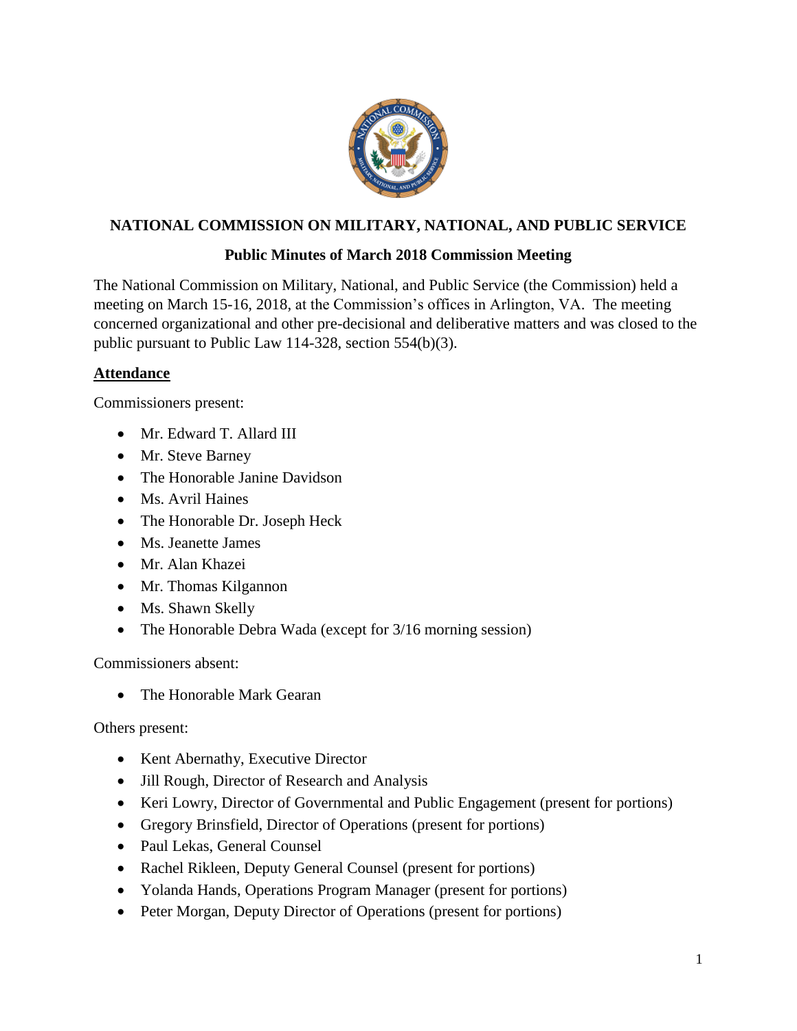# NATIONAL COMMISSION ON MILITARY, NATIONAL, AND PUBLIC SERVICE

## Public Minutes of March 2018 Commission Meeting

The National Commission on Military, National, and Public Service (the Commission) held a meeting on March 15-16, 2018, at the Commission's offices in Arlington, VA. The meeting concerned organizational and other pre-decisional and deliberative matters and was closed to the public pursuant to Public Law 114-328, section 554(b)(3).

### Attendance

Commissioners present:

- Mr. Edward T. Allard III
- Mr. Steve Barney
- The Honorable Janine Davidson
- Ms. Avril Haines
- The Honorable Dr. Joseph Heck
- Ms. Jeanette James
- Mr. Alan Khazei
- Mr. Thomas Kilgannon
- Ms. Shawn Skelly
- The Honorable Debra Wada (except for 3/16 morning session)

Commissioners absent:

- The Honorable Mark Gearan

Others present:

- Kent Abernathy, Executive Director
- Jill Rough, Director of Research and Analysis
- Keri Lowry, Director of Governmental and Public Engagement (present for portions)
- Gregory Brinsfield, Director of Operations (present for portions)
- Paul Lekas, General Counsel
- Rachel Rikleen, Deputy General Counsel (present for portions)
- Yolanda Hands, Operations Program Manager (present for portions)
- Peter Morgan, Deputy Director of Operations (present for portions)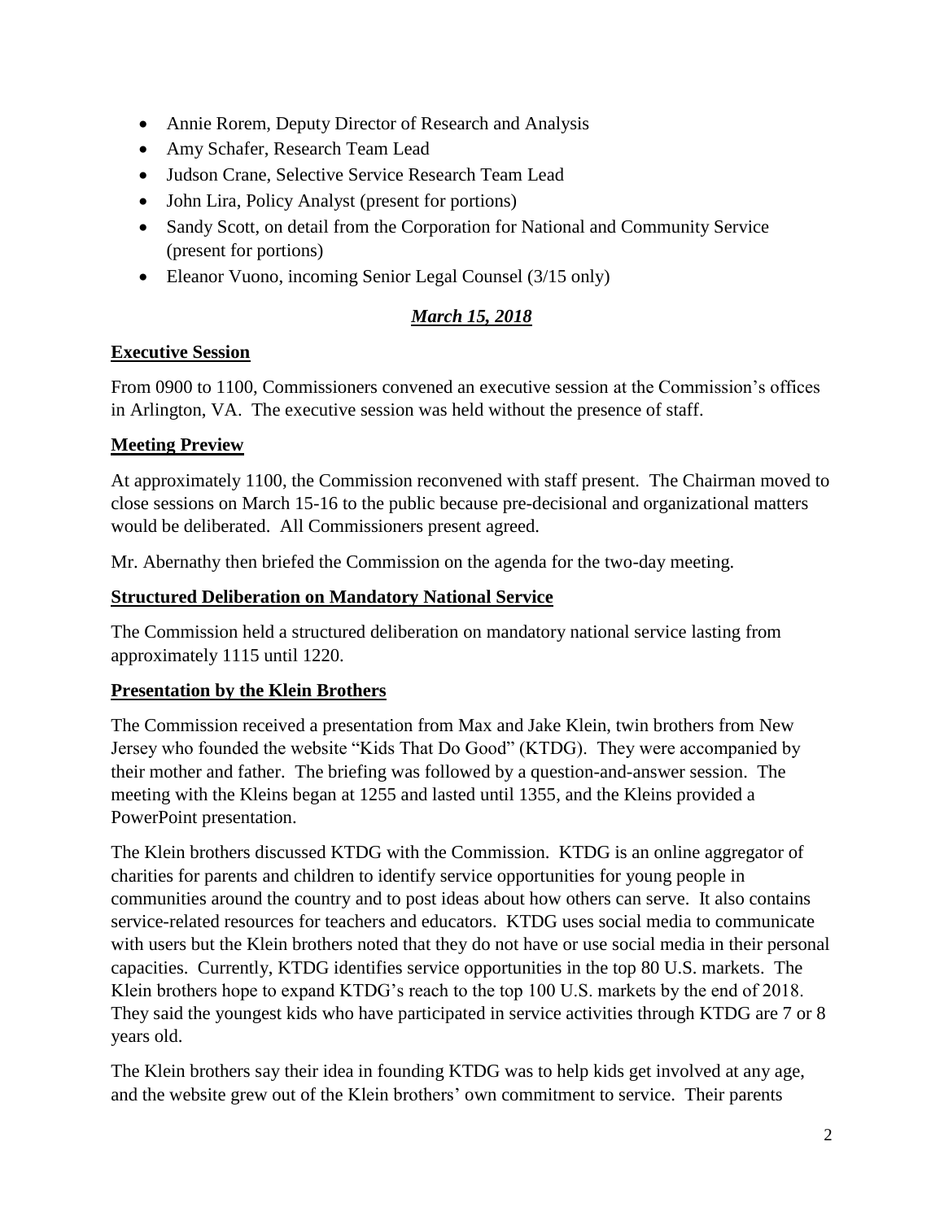- Annie Rorem, Deputy Director of Research and Analysis
- Amy Schafer, Research Team Lead
- Judson Crane, Selective Service Research Team Lead
- John Lira, Policy Analyst (present for portions)
- Sandy Scott, on detail from the Corporation for National and Community Service (present for portions)
- Eleanor Vuono, incoming Senior Legal Counsel (3/15 only)

## ***March 15, 2018***

**Executive Session**

From 0900 to 1100, Commissioners convened an executive session at the Commission's offices in Arlington, VA. The executive session was held without the presence of staff.

**Meeting Preview**

At approximately 1100, the Commission reconvened with staff present. The Chairman moved to close sessions on March 15-16 to the public because pre-decisional and organizational matters would be deliberated. All Commissioners present agreed.

Mr. Abernathy then briefed the Commission on the agenda for the two-day meeting.

**Structured Deliberation on Mandatory National Service**

The Commission held a structured deliberation on mandatory national service lasting from approximately 1115 until 1220.

**Presentation by the Klein Brothers**

The Commission received a presentation from Max and Jake Klein, twin brothers from New Jersey who founded the website "Kids That Do Good" (KTDG). They were accompanied by their mother and father. The briefing was followed by a question-and-answer session. The meeting with the Kleins began at 1255 and lasted until 1355, and the Kleins provided a PowerPoint presentation.

The Klein brothers discussed KTDG with the Commission. KTDG is an online aggregator of charities for parents and children to identify service opportunities for young people in communities around the country and to post ideas about how others can serve. It also contains service-related resources for teachers and educators. KTDG uses social media to communicate with users but the Klein brothers noted that they do not have or use social media in their personal capacities. Currently, KTDG identifies service opportunities in the top 80 U.S. markets. The Klein brothers hope to expand KTDG's reach to the top 100 U.S. markets by the end of 2018. They said the youngest kids who have participated in service activities through KTDG are 7 or 8 years old.

The Klein brothers say their idea in founding KTDG was to help kids get involved at any age, and the website grew out of the Klein brothers' own commitment to service. Their parents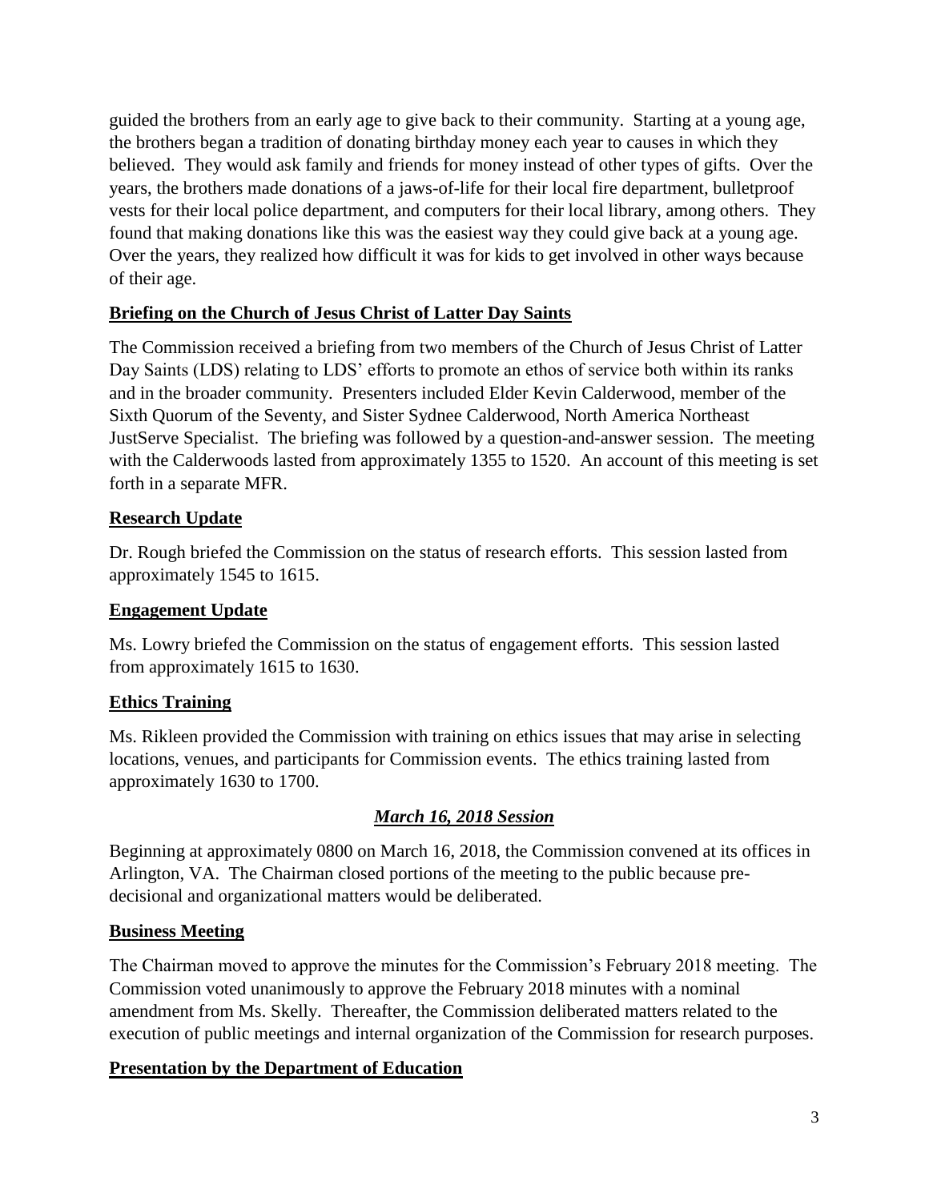guided the brothers from an early age to give back to their community. Starting at a young age, the brothers began a tradition of donating birthday money each year to causes in which they believed. They would ask family and friends for money instead of other types of gifts. Over the years, the brothers made donations of a jaws-of-life for their local fire department, bulletproof vests for their local police department, and computers for their local library, among others. They found that making donations like this was the easiest way they could give back at a young age. Over the years, they realized how difficult it was for kids to get involved in other ways because of their age.

**Briefing on the Church of Jesus Christ of Latter Day Saints**

The Commission received a briefing from two members of the Church of Jesus Christ of Latter Day Saints (LDS) relating to LDS' efforts to promote an ethos of service both within its ranks and in the broader community. Presenters included Elder Kevin Calderwood, member of the Sixth Quorum of the Seventy, and Sister Sydnee Calderwood, North America Northeast JustServe Specialist. The briefing was followed by a question-and-answer session. The meeting with the Calderwoods lasted from approximately 1355 to 1520. An account of this meeting is set forth in a separate MFR.

**Research Update**

Dr. Rough briefed the Commission on the status of research efforts. This session lasted from approximately 1545 to 1615.

**Engagement Update**

Ms. Lowry briefed the Commission on the status of engagement efforts. This session lasted from approximately 1615 to 1630.

**Ethics Training**

Ms. Rikleen provided the Commission with training on ethics issues that may arise in selecting locations, venues, and participants for Commission events. The ethics training lasted from approximately 1630 to 1700.

***March 16, 2018 Session***

Beginning at approximately 0800 on March 16, 2018, the Commission convened at its offices in Arlington, VA. The Chairman closed portions of the meeting to the public because pre-decisional and organizational matters would be deliberated.

**Business Meeting**

The Chairman moved to approve the minutes for the Commission's February 2018 meeting. The Commission voted unanimously to approve the February 2018 minutes with a nominal amendment from Ms. Skelly. Thereafter, the Commission deliberated matters related to the execution of public meetings and internal organization of the Commission for research purposes.

**Presentation by the Department of Education**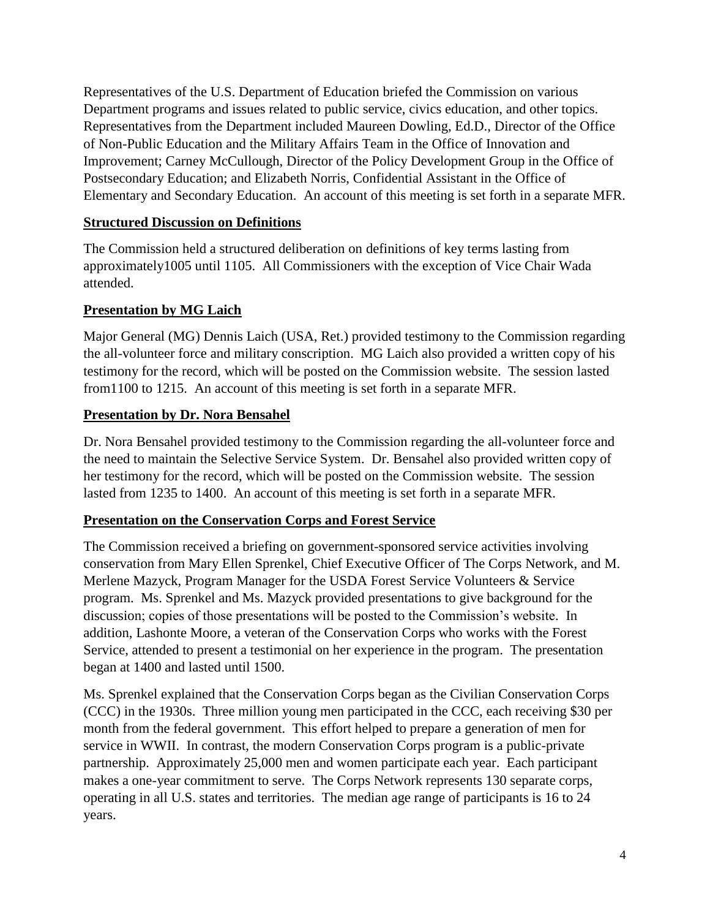Representatives of the U.S. Department of Education briefed the Commission on various Department programs and issues related to public service, civics education, and other topics. Representatives from the Department included Maureen Dowling, Ed.D., Director of the Office of Non-Public Education and the Military Affairs Team in the Office of Innovation and Improvement; Carney McCullough, Director of the Policy Development Group in the Office of Postsecondary Education; and Elizabeth Norris, Confidential Assistant in the Office of Elementary and Secondary Education. An account of this meeting is set forth in a separate MFR.

## Structured Discussion on Definitions

The Commission held a structured deliberation on definitions of key terms lasting from approximately1005 until 1105. All Commissioners with the exception of Vice Chair Wada attended.

## Presentation by MG Laich

Major General (MG) Dennis Laich (USA, Ret.) provided testimony to the Commission regarding the all-volunteer force and military conscription. MG Laich also provided a written copy of his testimony for the record, which will be posted on the Commission website. The session lasted from1100 to 1215. An account of this meeting is set forth in a separate MFR.

## Presentation by Dr. Nora Bensahel

Dr. Nora Bensahel provided testimony to the Commission regarding the all-volunteer force and the need to maintain the Selective Service System. Dr. Bensahel also provided written copy of her testimony for the record, which will be posted on the Commission website. The session lasted from 1235 to 1400. An account of this meeting is set forth in a separate MFR.

## Presentation on the Conservation Corps and Forest Service

The Commission received a briefing on government-sponsored service activities involving conservation from Mary Ellen Sprenkel, Chief Executive Officer of The Corps Network, and M. Merlene Mazyck, Program Manager for the USDA Forest Service Volunteers & Service program. Ms. Sprenkel and Ms. Mazyck provided presentations to give background for the discussion; copies of those presentations will be posted to the Commission's website. In addition, Lashonte Moore, a veteran of the Conservation Corps who works with the Forest Service, attended to present a testimonial on her experience in the program. The presentation began at 1400 and lasted until 1500.

Ms. Sprenkel explained that the Conservation Corps began as the Civilian Conservation Corps (CCC) in the 1930s. Three million young men participated in the CCC, each receiving $30 per month from the federal government. This effort helped to prepare a generation of men for service in WWII. In contrast, the modern Conservation Corps program is a public-private partnership. Approximately 25,000 men and women participate each year. Each participant makes a one-year commitment to serve. The Corps Network represents 130 separate corps, operating in all U.S. states and territories. The median age range of participants is 16 to 24 years.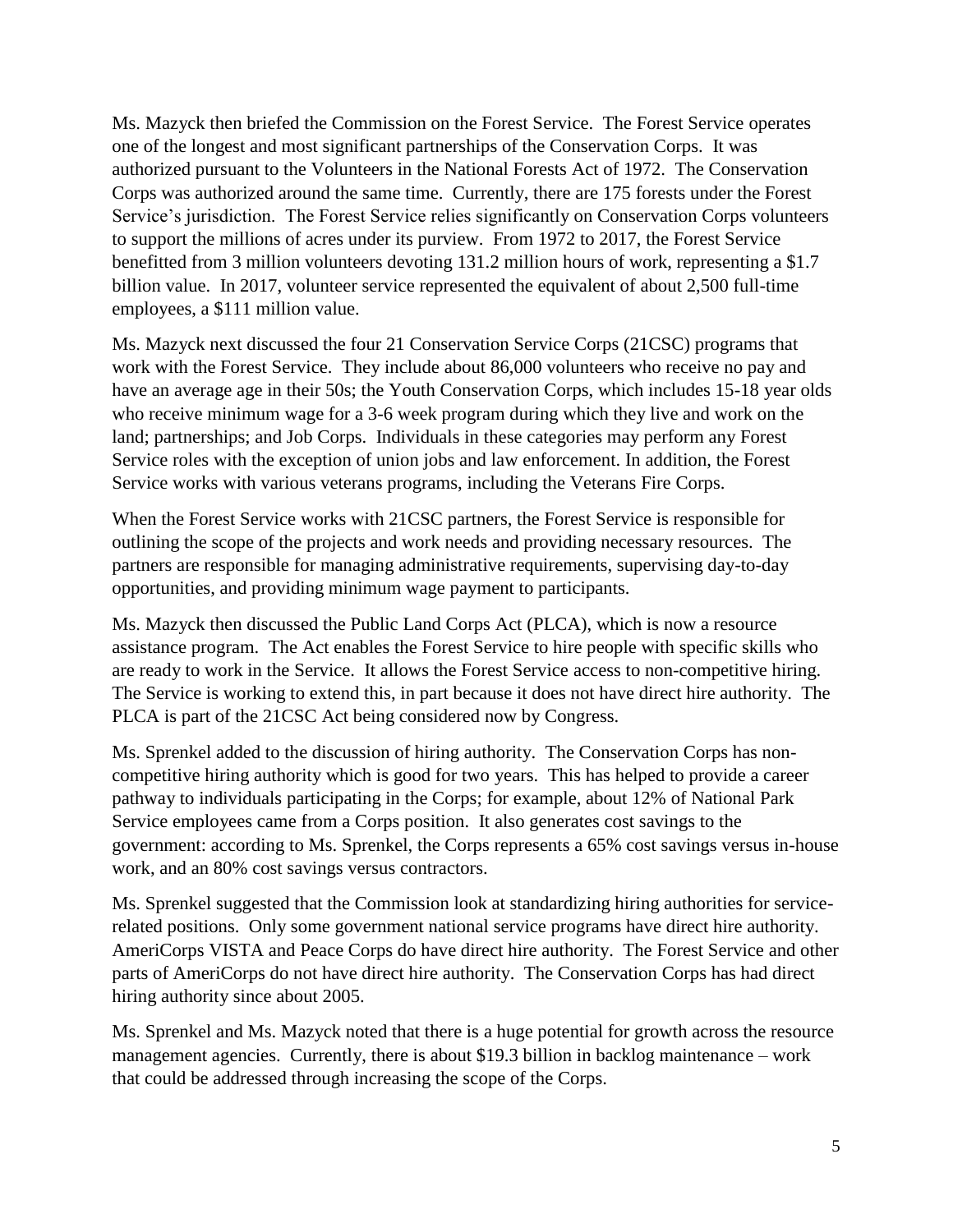Ms. Mazyck then briefed the Commission on the Forest Service. The Forest Service operates one of the longest and most significant partnerships of the Conservation Corps. It was authorized pursuant to the Volunteers in the National Forests Act of 1972. The Conservation Corps was authorized around the same time. Currently, there are 175 forests under the Forest Service's jurisdiction. The Forest Service relies significantly on Conservation Corps volunteers to support the millions of acres under its purview. From 1972 to 2017, the Forest Service benefitted from 3 million volunteers devoting 131.2 million hours of work, representing a $1.7 billion value. In 2017, volunteer service represented the equivalent of about 2,500 full-time employees, a $111 million value.

Ms. Mazyck next discussed the four 21 Conservation Service Corps (21CSC) programs that work with the Forest Service. They include about 86,000 volunteers who receive no pay and have an average age in their 50s; the Youth Conservation Corps, which includes 15-18 year olds who receive minimum wage for a 3-6 week program during which they live and work on the land; partnerships; and Job Corps. Individuals in these categories may perform any Forest Service roles with the exception of union jobs and law enforcement. In addition, the Forest Service works with various veterans programs, including the Veterans Fire Corps.

When the Forest Service works with 21CSC partners, the Forest Service is responsible for outlining the scope of the projects and work needs and providing necessary resources. The partners are responsible for managing administrative requirements, supervising day-to-day opportunities, and providing minimum wage payment to participants.

Ms. Mazyck then discussed the Public Land Corps Act (PLCA), which is now a resource assistance program. The Act enables the Forest Service to hire people with specific skills who are ready to work in the Service. It allows the Forest Service access to non-competitive hiring. The Service is working to extend this, in part because it does not have direct hire authority. The PLCA is part of the 21CSC Act being considered now by Congress.

Ms. Sprenkel added to the discussion of hiring authority. The Conservation Corps has non-competitive hiring authority which is good for two years. This has helped to provide a career pathway to individuals participating in the Corps; for example, about 12% of National Park Service employees came from a Corps position. It also generates cost savings to the government: according to Ms. Sprenkel, the Corps represents a 65% cost savings versus in-house work, and an 80% cost savings versus contractors.

Ms. Sprenkel suggested that the Commission look at standardizing hiring authorities for service-related positions. Only some government national service programs have direct hire authority. AmeriCorps VISTA and Peace Corps do have direct hire authority. The Forest Service and other parts of AmeriCorps do not have direct hire authority. The Conservation Corps has had direct hiring authority since about 2005.

Ms. Sprenkel and Ms. Mazyck noted that there is a huge potential for growth across the resource management agencies. Currently, there is about $19.3 billion in backlog maintenance – work that could be addressed through increasing the scope of the Corps.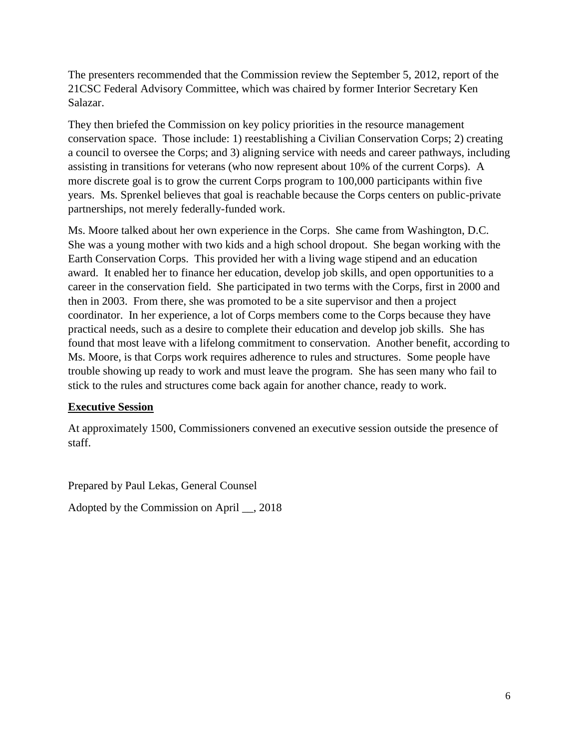The presenters recommended that the Commission review the September 5, 2012, report of the 21CSC Federal Advisory Committee, which was chaired by former Interior Secretary Ken Salazar.

They then briefed the Commission on key policy priorities in the resource management conservation space. Those include: 1) reestablishing a Civilian Conservation Corps; 2) creating a council to oversee the Corps; and 3) aligning service with needs and career pathways, including assisting in transitions for veterans (who now represent about 10% of the current Corps). A more discrete goal is to grow the current Corps program to 100,000 participants within five years. Ms. Sprenkel believes that goal is reachable because the Corps centers on public-private partnerships, not merely federally-funded work.

Ms. Moore talked about her own experience in the Corps. She came from Washington, D.C. She was a young mother with two kids and a high school dropout. She began working with the Earth Conservation Corps. This provided her with a living wage stipend and an education award. It enabled her to finance her education, develop job skills, and open opportunities to a career in the conservation field. She participated in two terms with the Corps, first in 2000 and then in 2003. From there, she was promoted to be a site supervisor and then a project coordinator. In her experience, a lot of Corps members come to the Corps because they have practical needs, such as a desire to complete their education and develop job skills. She has found that most leave with a lifelong commitment to conservation. Another benefit, according to Ms. Moore, is that Corps work requires adherence to rules and structures. Some people have trouble showing up ready to work and must leave the program. She has seen many who fail to stick to the rules and structures come back again for another chance, ready to work.

## Executive Session

At approximately 1500, Commissioners convened an executive session outside the presence of staff.

Prepared by Paul Lekas, General Counsel

Adopted by the Commission on April __, 2018